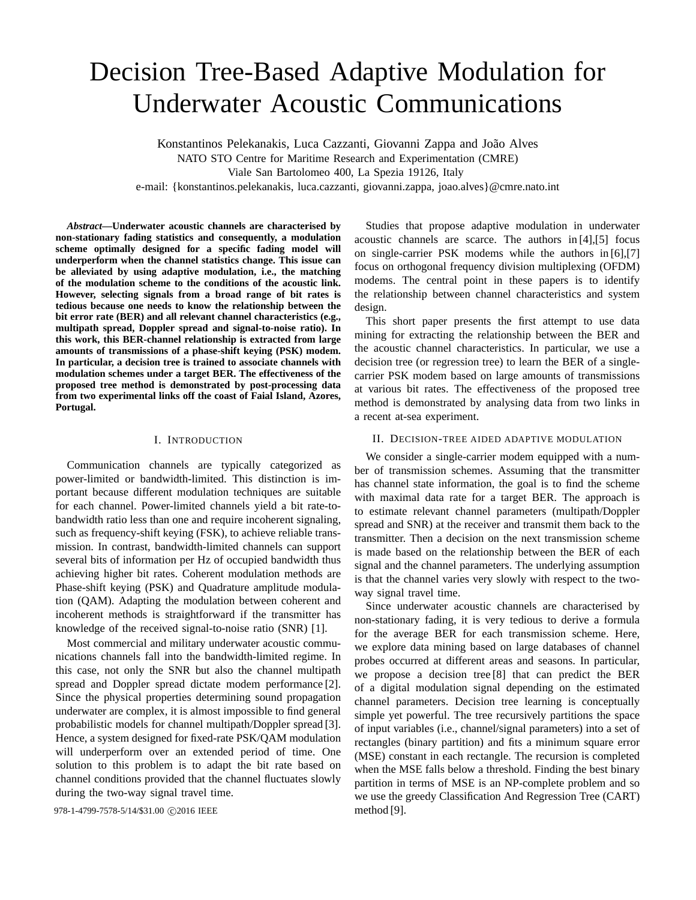# Decision Tree-Based Adaptive Modulation for Underwater Acoustic Communications

Konstantinos Pelekanakis, Luca Cazzanti, Giovanni Zappa and João Alves
NATO STO Centre for Maritime Research and Experimentation (CMRE)
Viale San Bartolomeo 400, La Spezia 19126, Italy
e-mail: {konstantinos.pelekanakis, luca.cazzanti, giovanni.zappa, joao.alves}@cmre.nato.int

***Abstract*—Underwater acoustic channels are characterised by non-stationary fading statistics and consequently, a modulation scheme optimally designed for a specific fading model will underperform when the channel statistics change. This issue can be alleviated by using adaptive modulation, i.e., the matching of the modulation scheme to the conditions of the acoustic link. However, selecting signals from a broad range of bit rates is tedious because one needs to know the relationship between the bit error rate (BER) and all relevant channel characteristics (e.g., multipath spread, Doppler spread and signal-to-noise ratio). In this work, this BER-channel relationship is extracted from large amounts of transmissions of a phase-shift keying (PSK) modem. In particular, a decision tree is trained to associate channels with modulation schemes under a target BER. The effectiveness of the proposed tree method is demonstrated by post-processing data from two experimental links off the coast of Faial Island, Azores, Portugal.**

## I. Introduction

Communication channels are typically categorized as power-limited or bandwidth-limited. This distinction is important because different modulation techniques are suitable for each channel. Power-limited channels yield a bit rate-to-bandwidth ratio less than one and require incoherent signaling, such as frequency-shift keying (FSK), to achieve reliable transmission. In contrast, bandwidth-limited channels can support several bits of information per Hz of occupied bandwidth thus achieving higher bit rates. Coherent modulation methods are Phase-shift keying (PSK) and Quadrature amplitude modulation (QAM). Adapting the modulation between coherent and incoherent methods is straightforward if the transmitter has knowledge of the received signal-to-noise ratio (SNR) [1].

Most commercial and military underwater acoustic communications channels fall into the bandwidth-limited regime. In this case, not only the SNR but also the channel multipath spread and Doppler spread dictate modem performance [2]. Since the physical properties determining sound propagation underwater are complex, it is almost impossible to find general probabilistic models for channel multipath/Doppler spread [3]. Hence, a system designed for fixed-rate PSK/QAM modulation will underperform over an extended period of time. One solution to this problem is to adapt the bit rate based on channel conditions provided that the channel fluctuates slowly during the two-way signal travel time.

Studies that propose adaptive modulation in underwater acoustic channels are scarce. The authors in [4],[5] focus on single-carrier PSK modems while the authors in [6],[7] focus on orthogonal frequency division multiplexing (OFDM) modems. The central point in these papers is to identify the relationship between channel characteristics and system design.

This short paper presents the first attempt to use data mining for extracting the relationship between the BER and the acoustic channel characteristics. In particular, we use a decision tree (or regression tree) to learn the BER of a single-carrier PSK modem based on large amounts of transmissions at various bit rates. The effectiveness of the proposed tree method is demonstrated by analysing data from two links in a recent at-sea experiment.

## II. Decision-tree aided adaptive modulation

We consider a single-carrier modem equipped with a number of transmission schemes. Assuming that the transmitter has channel state information, the goal is to find the scheme with maximal data rate for a target BER. The approach is to estimate relevant channel parameters (multipath/Doppler spread and SNR) at the receiver and transmit them back to the transmitter. Then a decision on the next transmission scheme is made based on the relationship between the BER of each signal and the channel parameters. The underlying assumption is that the channel varies very slowly with respect to the two-way signal travel time.

Since underwater acoustic channels are characterised by non-stationary fading, it is very tedious to derive a formula for the average BER for each transmission scheme. Here, we explore data mining based on large databases of channel probes occurred at different areas and seasons. In particular, we propose a decision tree [8] that can predict the BER of a digital modulation signal depending on the estimated channel parameters. Decision tree learning is conceptually simple yet powerful. The tree recursively partitions the space of input variables (i.e., channel/signal parameters) into a set of rectangles (binary partition) and fits a minimum square error (MSE) constant in each rectangle. The recursion is completed when the MSE falls below a threshold. Finding the best binary partition in terms of MSE is an NP-complete problem and so we use the greedy Classification And Regression Tree (CART) method [9].

978-1-4799-7578-5/14/$31.00 ©2016 IEEE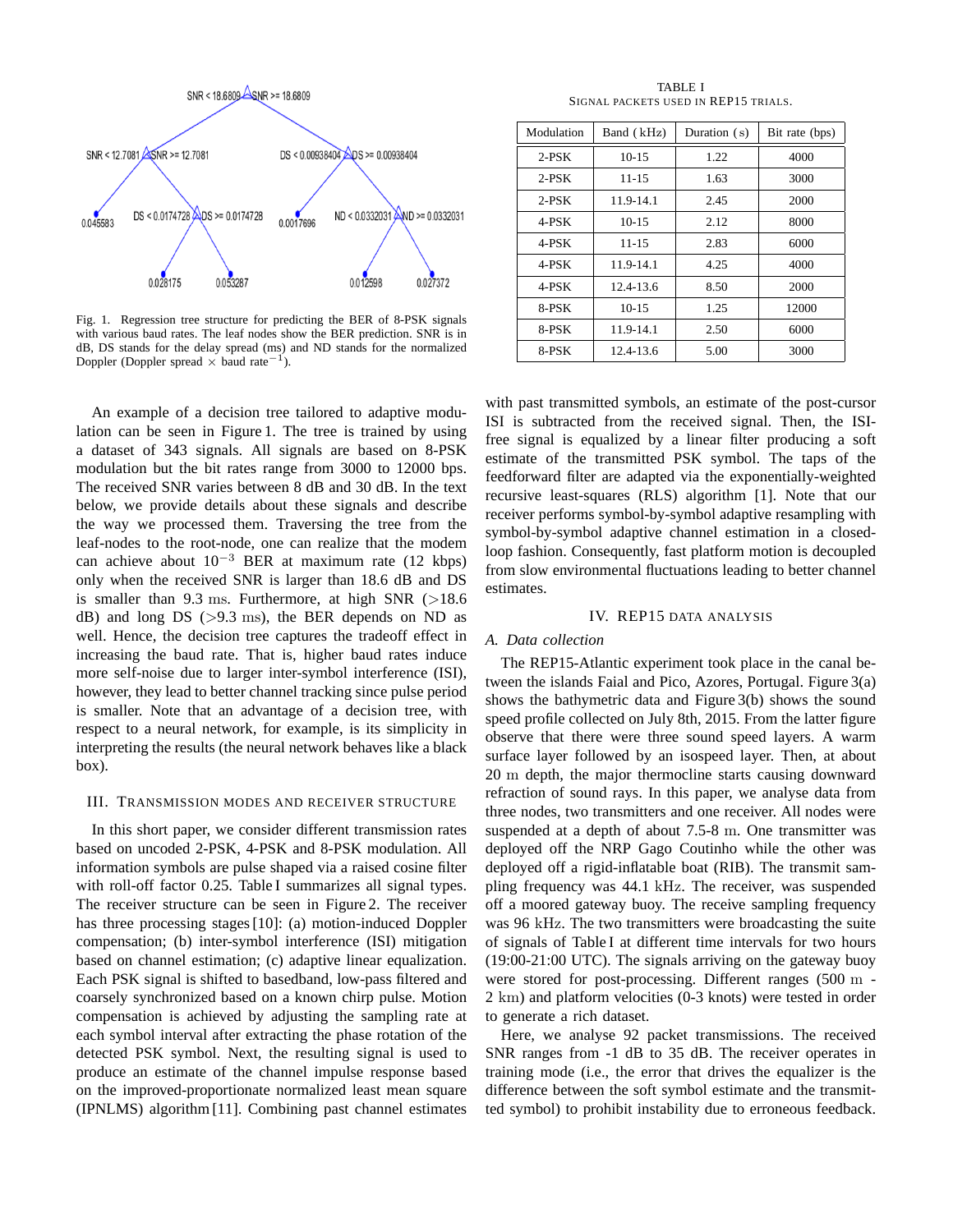Fig. 1. Regression tree structure for predicting the BER of 8-PSK signals with various baud rates. The leaf nodes show the BER prediction. SNR is in dB, DS stands for the delay spread (ms) and ND stands for the normalized Doppler (Doppler spread $\times$ baud rate$^{-1}$).

An example of a decision tree tailored to adaptive modulation can be seen in Figure 1. The tree is trained by using a dataset of 343 signals. All signals are based on 8-PSK modulation but the bit rates range from 3000 to 12000 bps. The received SNR varies between 8 dB and 30 dB. In the text below, we provide details about these signals and describe the way we processed them. Traversing the tree from the leaf-nodes to the root-node, one can realize that the modem can achieve about $10^{-3}$ BER at maximum rate (12 kbps) only when the received SNR is larger than 18.6 dB and DS is smaller than 9.3 ms. Furthermore, at high SNR (>18.6 dB) and long DS (>9.3 ms), the BER depends on ND as well. Hence, the decision tree captures the tradeoff effect in increasing the baud rate. That is, higher baud rates induce more self-noise due to larger inter-symbol interference (ISI), however, they lead to better channel tracking since pulse period is smaller. Note that an advantage of a decision tree, with respect to a neural network, for example, is its simplicity in interpreting the results (the neural network behaves like a black box).

## III. Transmission modes and receiver structure

In this short paper, we consider different transmission rates based on uncoded 2-PSK, 4-PSK and 8-PSK modulation. All information symbols are pulse shaped via a raised cosine filter with roll-off factor 0.25. Table I summarizes all signal types. The receiver structure can be seen in Figure 2. The receiver has three processing stages [10]: (a) motion-induced Doppler compensation; (b) inter-symbol interference (ISI) mitigation based on channel estimation; (c) adaptive linear equalization. Each PSK signal is shifted to basedband, low-pass filtered and coarsely synchronized based on a known chirp pulse. Motion compensation is achieved by adjusting the sampling rate at each symbol interval after extracting the phase rotation of the detected PSK symbol. Next, the resulting signal is used to produce an estimate of the channel impulse response based on the improved-proportionate normalized least mean square (IPNLMS) algorithm [11]. Combining past channel estimates with past transmitted symbols, an estimate of the post-cursor ISI is subtracted from the received signal. Then, the ISI-free signal is equalized by a linear filter producing a soft estimate of the transmitted PSK symbol. The taps of the feedforward filter are adapted via the exponentially-weighted recursive least-squares (RLS) algorithm [1]. Note that our receiver performs symbol-by-symbol adaptive resampling with symbol-by-symbol adaptive channel estimation in a closed-loop fashion. Consequently, fast platform motion is decoupled from slow environmental fluctuations leading to better channel estimates.

TABLE I
Signal packets used in REP15 trials.

| Modulation | Band (kHz) | Duration (s) | Bit rate (bps) |
|---|---|---|---|
| 2-PSK | 10-15 | 1.22 | 4000 |
| 2-PSK | 11-15 | 1.63 | 3000 |
| 2-PSK | 11.9-14.1 | 2.45 | 2000 |
| 4-PSK | 10-15 | 2.12 | 8000 |
| 4-PSK | 11-15 | 2.83 | 6000 |
| 4-PSK | 11.9-14.1 | 4.25 | 4000 |
| 4-PSK | 12.4-13.6 | 8.50 | 2000 |
| 8-PSK | 10-15 | 1.25 | 12000 |
| 8-PSK | 11.9-14.1 | 2.50 | 6000 |
| 8-PSK | 12.4-13.6 | 5.00 | 3000 |

## IV. REP15 data analysis

### A. Data collection

The REP15-Atlantic experiment took place in the canal between the islands Faial and Pico, Azores, Portugal. Figure 3(a) shows the bathymetric data and Figure 3(b) shows the sound speed profile collected on July 8th, 2015. From the latter figure observe that there were three sound speed layers. A warm surface layer followed by an isospeed layer. Then, at about 20 m depth, the major thermocline starts causing downward refraction of sound rays. In this paper, we analyse data from three nodes, two transmitters and one receiver. All nodes were suspended at a depth of about 7.5-8 m. One transmitter was deployed off the NRP Gago Coutinho while the other was deployed off a rigid-inflatable boat (RIB). The transmit sampling frequency was 44.1 kHz. The receiver, was suspended off a moored gateway buoy. The receive sampling frequency was 96 kHz. The two transmitters were broadcasting the suite of signals of Table I at different time intervals for two hours (19:00-21:00 UTC). The signals arriving on the gateway buoy were stored for post-processing. Different ranges (500 m - 2 km) and platform velocities (0-3 knots) were tested in order to generate a rich dataset.

Here, we analyse 92 packet transmissions. The received SNR ranges from -1 dB to 35 dB. The receiver operates in training mode (i.e., the error that drives the equalizer is the difference between the soft symbol estimate and the transmitted symbol) to prohibit instability due to erroneous feedback.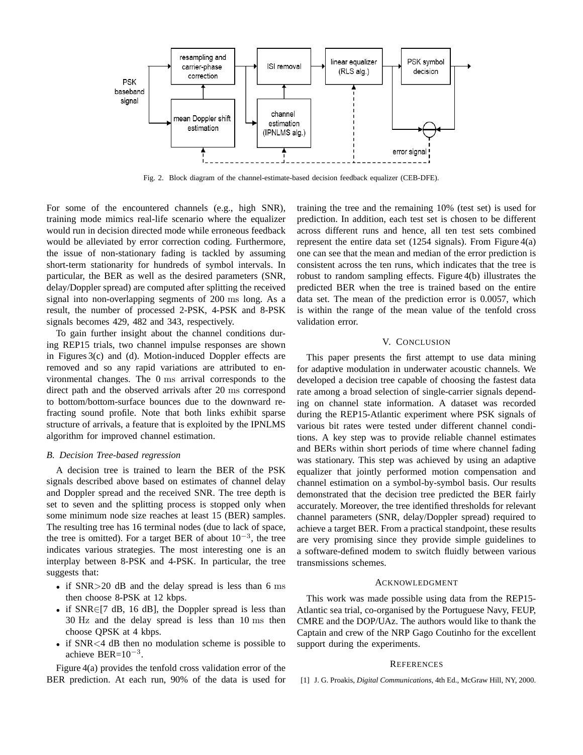Fig. 2. Block diagram of the channel-estimate-based decision feedback equalizer (CEB-DFE).

For some of the encountered channels (e.g., high SNR), training mode mimics real-life scenario where the equalizer would run in decision directed mode while erroneous feedback would be alleviated by error correction coding. Furthermore, the issue of non-stationary fading is tackled by assuming short-term stationarity for hundreds of symbol intervals. In particular, the BER as well as the desired parameters (SNR, delay/Doppler spread) are computed after splitting the received signal into non-overlapping segments of 200 $\mathrm{ms}$ long. As a result, the number of processed 2-PSK, 4-PSK and 8-PSK signals becomes 429, 482 and 343, respectively.

To gain further insight about the channel conditions during REP15 trials, two channel impulse responses are shown in Figures 3(c) and (d). Motion-induced Doppler effects are removed and so any rapid variations are attributed to environmental changes. The 0 $\mathrm{ms}$ arrival corresponds to the direct path and the observed arrivals after 20 $\mathrm{ms}$ correspond to bottom/bottom-surface bounces due to the downward refracting sound profile. Note that both links exhibit sparse structure of arrivals, a feature that is exploited by the IPNLMS algorithm for improved channel estimation.

### *B. Decision Tree-based regression*

A decision tree is trained to learn the BER of the PSK signals described above based on estimates of channel delay and Doppler spread and the received SNR. The tree depth is set to seven and the splitting process is stopped only when some minimum node size reaches at least 15 (BER) samples. The resulting tree has 16 terminal nodes (due to lack of space, the tree is omitted). For a target BER of about $10^{-3}$, the tree indicates various strategies. The most interesting one is an interplay between 8-PSK and 4-PSK. In particular, the tree suggests that:

- if SNR>20 dB and the delay spread is less than 6 $\mathrm{ms}$ then choose 8-PSK at 12 kbps.
- if SNR∈[7 dB, 16 dB], the Doppler spread is less than 30 $\mathrm{Hz}$ and the delay spread is less than 10 $\mathrm{ms}$ then choose QPSK at 4 kbps.
- if SNR<4 dB then no modulation scheme is possible to achieve BER=$10^{-3}$.

Figure 4(a) provides the tenfold cross validation error of the BER prediction. At each run, 90% of the data is used for training the tree and the remaining 10% (test set) is used for prediction. In addition, each test set is chosen to be different across different runs and hence, all ten test sets combined represent the entire data set (1254 signals). From Figure 4(a) one can see that the mean and median of the error prediction is consistent across the ten runs, which indicates that the tree is robust to random sampling effects. Figure 4(b) illustrates the predicted BER when the tree is trained based on the entire data set. The mean of the prediction error is 0.0057, which is within the range of the mean value of the tenfold cross validation error.

## V. Conclusion

This paper presents the first attempt to use data mining for adaptive modulation in underwater acoustic channels. We developed a decision tree capable of choosing the fastest data rate among a broad selection of single-carrier signals depending on channel state information. A dataset was recorded during the REP15-Atlantic experiment where PSK signals of various bit rates were tested under different channel conditions. A key step was to provide reliable channel estimates and BERs within short periods of time where channel fading was stationary. This step was achieved by using an adaptive equalizer that jointly performed motion compensation and channel estimation on a symbol-by-symbol basis. Our results demonstrated that the decision tree predicted the BER fairly accurately. Moreover, the tree identified thresholds for relevant channel parameters (SNR, delay/Doppler spread) required to achieve a target BER. From a practical standpoint, these results are very promising since they provide simple guidelines to a software-defined modem to switch fluidly between various transmissions schemes.

## Acknowledgment

This work was made possible using data from the REP15-Atlantic sea trial, co-organised by the Portuguese Navy, FEUP, CMRE and the DOP/UAz. The authors would like to thank the Captain and crew of the NRP Gago Coutinho for the excellent support during the experiments.

## References

[1] J. G. Proakis, *Digital Communications*, 4th Ed., McGraw Hill, NY, 2000.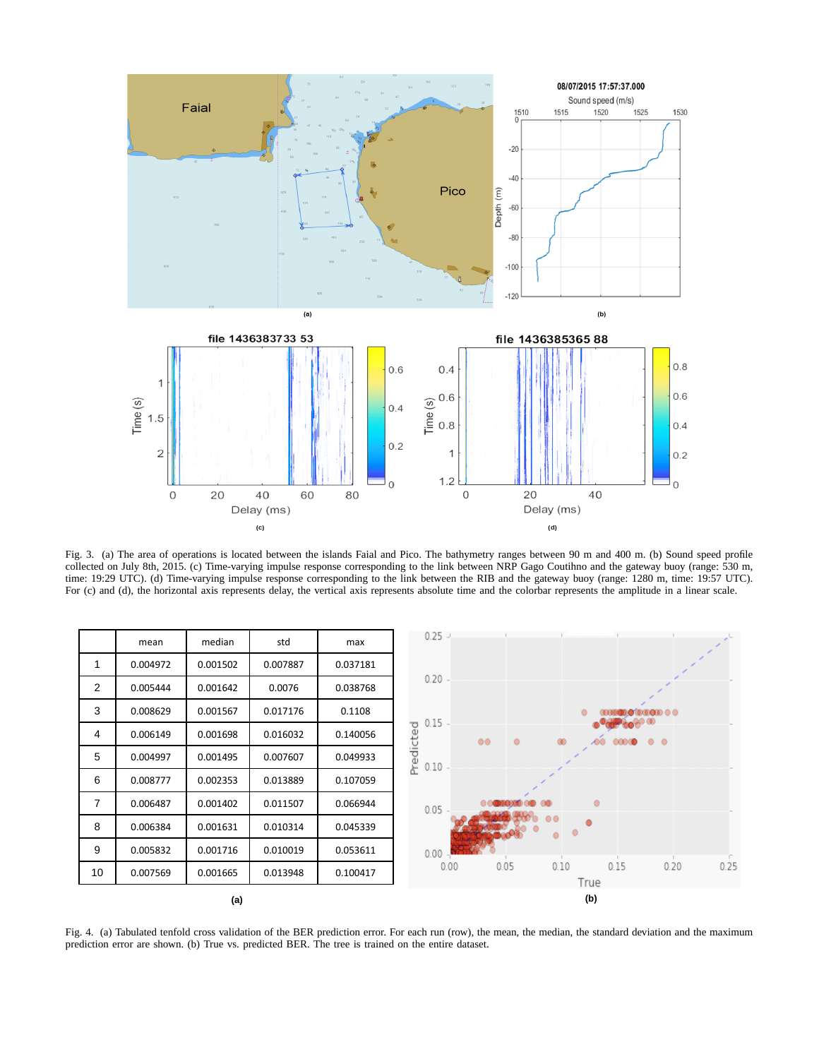Fig. 3. (a) The area of operations is located between the islands Faial and Pico. The bathymetry ranges between 90 m and 400 m. (b) Sound speed profile collected on July 8th, 2015. (c) Time-varying impulse response corresponding to the link between NRP Gago Coutihno and the gateway buoy (range: 530 m, time: 19:29 UTC). (d) Time-varying impulse response corresponding to the link between the RIB and the gateway buoy (range: 1280 m, time: 19:57 UTC). For (c) and (d), the horizontal axis represents delay, the vertical axis represents absolute time and the colorbar represents the amplitude in a linear scale.

| | mean | median | std | max |
|---|---|---|---|---|
| 1 | 0.004972 | 0.001502 | 0.007887 | 0.037181 |
| 2 | 0.005444 | 0.001642 | 0.0076 | 0.038768 |
| 3 | 0.008629 | 0.001567 | 0.017176 | 0.1108 |
| 4 | 0.006149 | 0.001698 | 0.016032 | 0.140056 |
| 5 | 0.004997 | 0.001495 | 0.007607 | 0.049933 |
| 6 | 0.008777 | 0.002353 | 0.013889 | 0.107059 |
| 7 | 0.006487 | 0.001402 | 0.011507 | 0.066944 |
| 8 | 0.006384 | 0.001631 | 0.010314 | 0.045339 |
| 9 | 0.005832 | 0.001716 | 0.010019 | 0.053611 |
| 10 | 0.007569 | 0.001665 | 0.013948 | 0.100417 |

(a)

(b)

Fig. 4. (a) Tabulated tenfold cross validation of the BER prediction error. For each run (row), the mean, the median, the standard deviation and the maximum prediction error are shown. (b) True vs. predicted BER. The tree is trained on the entire dataset.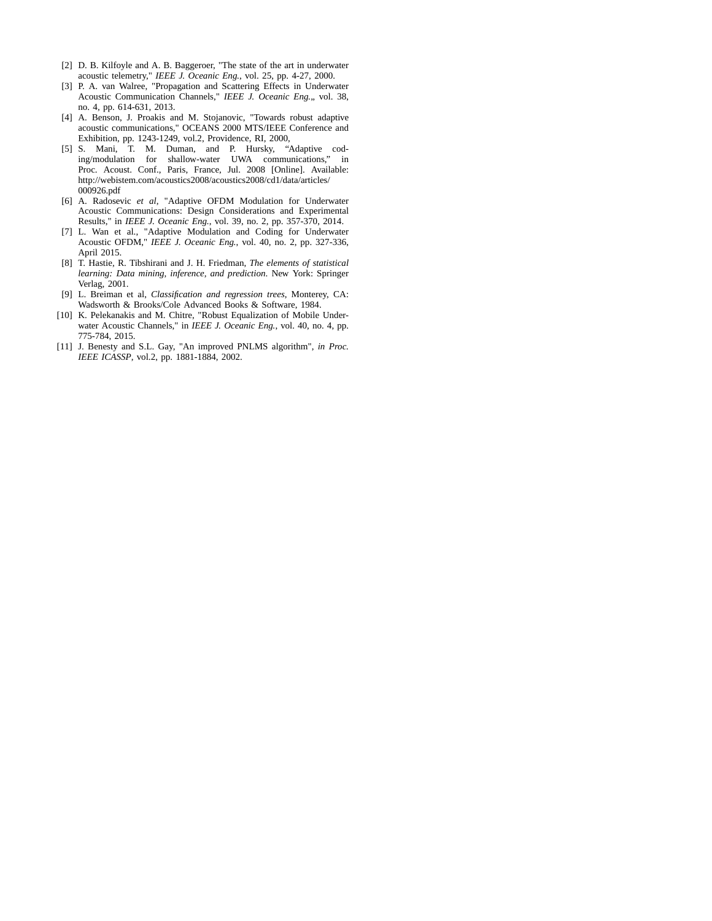[2] D. B. Kilfoyle and A. B. Baggeroer, "The state of the art in underwater acoustic telemetry," *IEEE J. Oceanic Eng.*, vol. 25, pp. 4-27, 2000.

[3] P. A. van Walree, "Propagation and Scattering Effects in Underwater Acoustic Communication Channels," *IEEE J. Oceanic Eng.*,, vol. 38, no. 4, pp. 614-631, 2013.

[4] A. Benson, J. Proakis and M. Stojanovic, "Towards robust adaptive acoustic communications," OCEANS 2000 MTS/IEEE Conference and Exhibition, pp. 1243-1249, vol.2, Providence, RI, 2000,

[5] S. Mani, T. M. Duman, and P. Hursky, "Adaptive coding/modulation for shallow-water UWA communications," in Proc. Acoust. Conf., Paris, France, Jul. 2008 [Online]. Available: http://webistem.com/acoustics2008/acoustics2008/cd1/data/articles/000926.pdf

[6] A. Radosevic *et al*, "Adaptive OFDM Modulation for Underwater Acoustic Communications: Design Considerations and Experimental Results," in *IEEE J. Oceanic Eng.*, vol. 39, no. 2, pp. 357-370, 2014.

[7] L. Wan et al., "Adaptive Modulation and Coding for Underwater Acoustic OFDM," *IEEE J. Oceanic Eng.*, vol. 40, no. 2, pp. 327-336, April 2015.

[8] T. Hastie, R. Tibshirani and J. H. Friedman, *The elements of statistical learning: Data mining, inference, and prediction*. New York: Springer Verlag, 2001.

[9] L. Breiman et al, *Classification and regression trees*, Monterey, CA: Wadsworth & Brooks/Cole Advanced Books & Software, 1984.

[10] K. Pelekanakis and M. Chitre, "Robust Equalization of Mobile Underwater Acoustic Channels," in *IEEE J. Oceanic Eng.*, vol. 40, no. 4, pp. 775-784, 2015.

[11] J. Benesty and S.L. Gay, "An improved PNLMS algorithm", *in Proc. IEEE ICASSP*, vol.2, pp. 1881-1884, 2002.